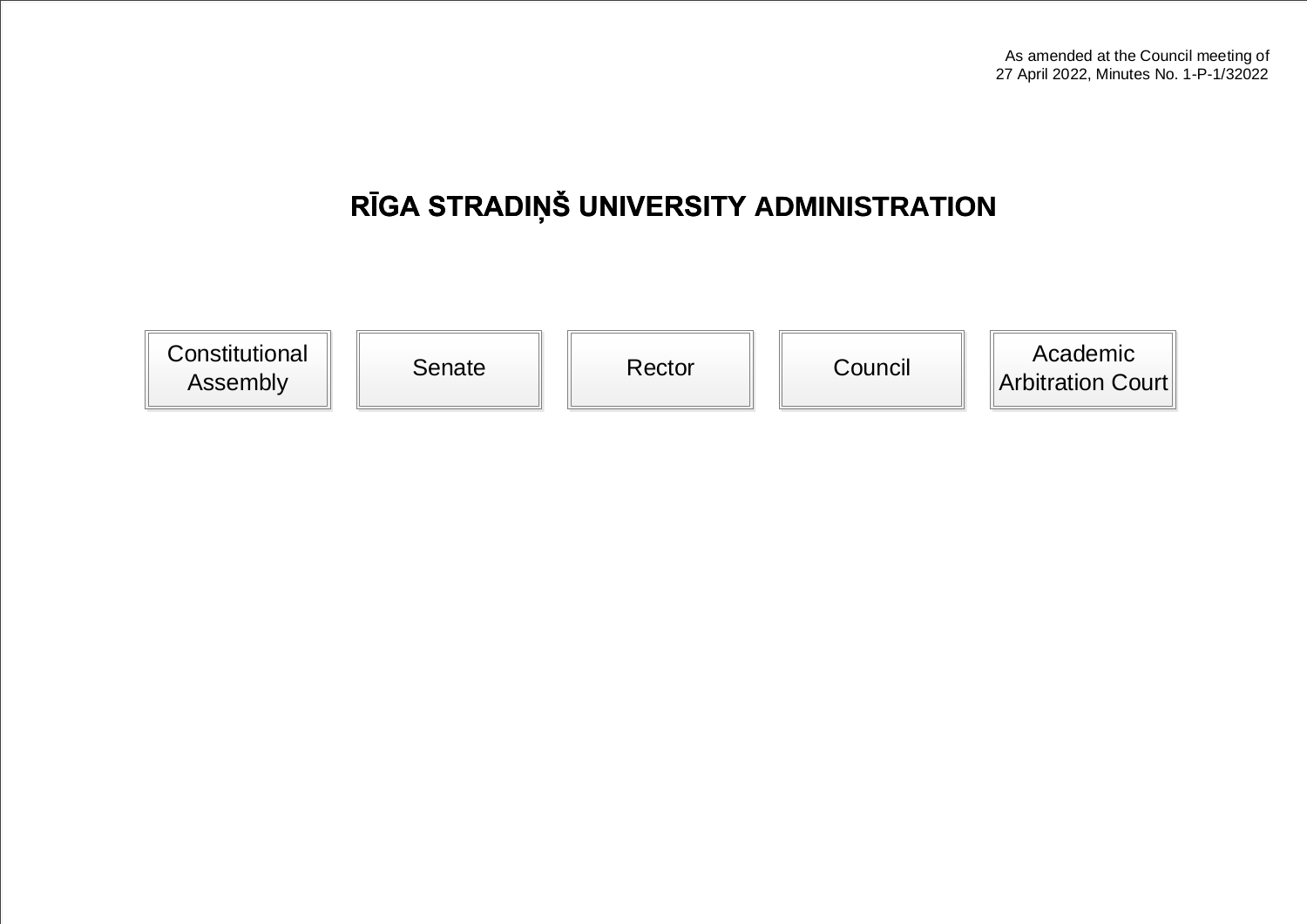As amended at the Council meeting of
27 April 2022, Minutes No. 1-P-1/32022

# RĪGA STRADIŅŠ UNIVERSITY ADMINISTRATION

- Constitutional Assembly
- Senate
- Rector
- Council
- Academic Arbitration Court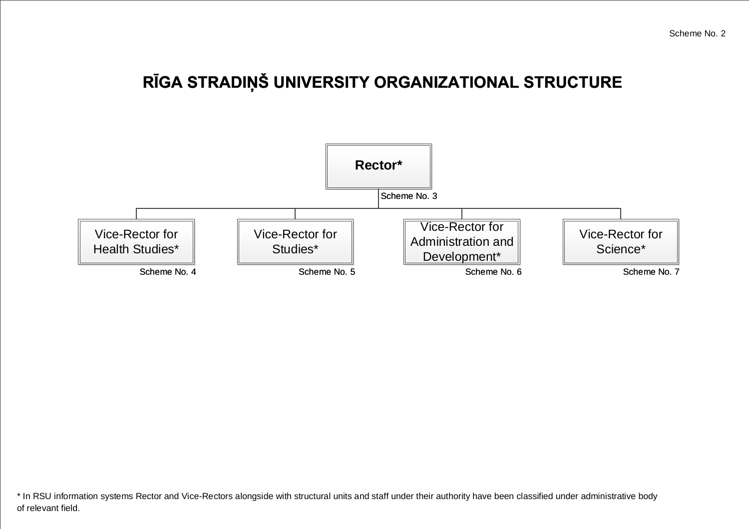Scheme No. 2

# RĪGA STRADIŅŠ UNIVERSITY ORGANIZATIONAL STRUCTURE

**Rector***

Scheme No. 3

- Vice-Rector for Health Studies* — Scheme No. 4
- Vice-Rector for Studies* — Scheme No. 5
- Vice-Rector for Administration and Development* — Scheme No. 6
- Vice-Rector for Science* — Scheme No. 7

* In RSU information systems Rector and Vice-Rectors alongside with structural units and staff under their authority have been classified under administrative body of relevant field.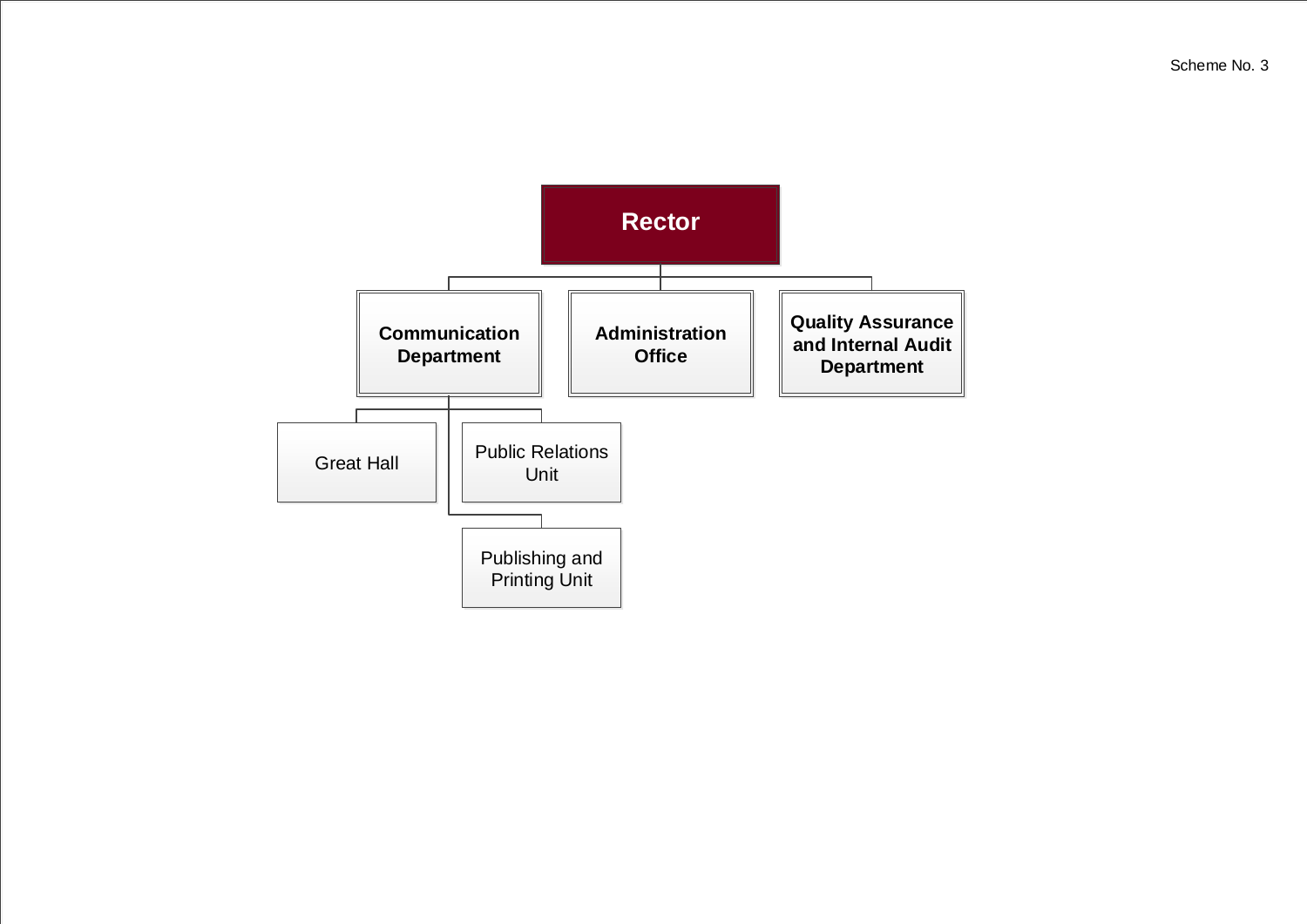Scheme No. 3

- **Rector**
  - **Communication Department**
    - Great Hall
    - Public Relations Unit
    - Publishing and Printing Unit
  - **Administration Office**
  - **Quality Assurance and Internal Audit Department**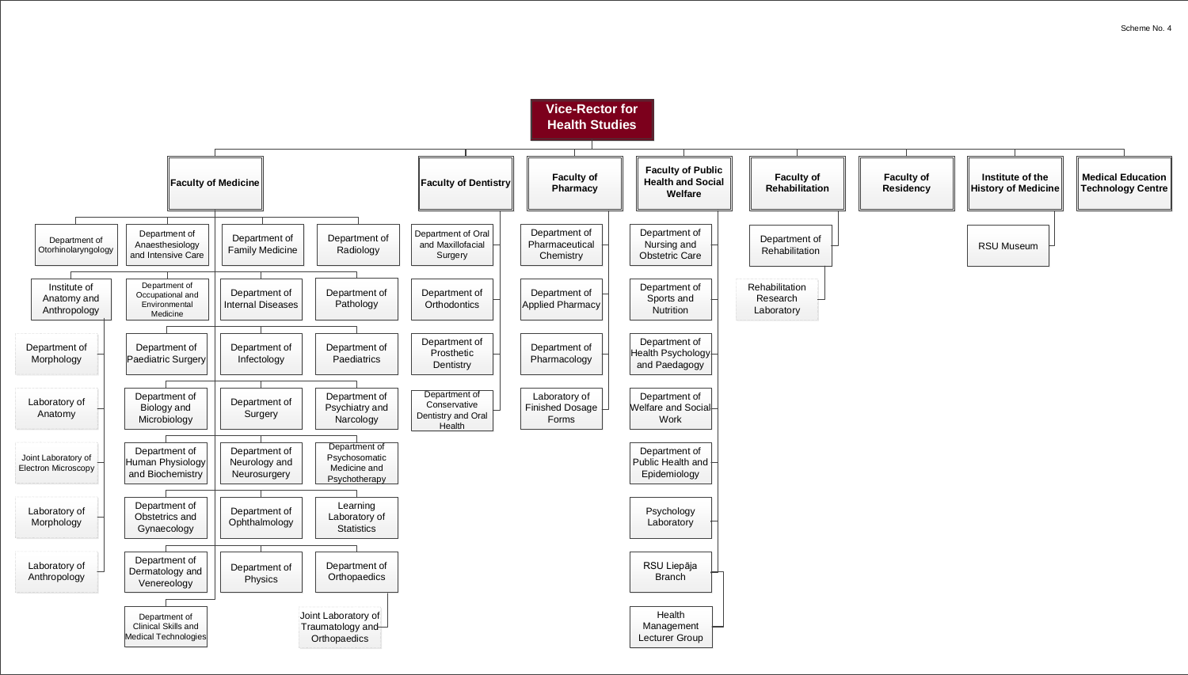Scheme No. 4

# Vice-Rector for Health Studies

## Faculty of Medicine

- Department of Otorhinolaryngology
- Department of Anaesthesiology and Intensive Care
- Department of Family Medicine
- Department of Radiology
- Institute of Anatomy and Anthropology
  - Department of Morphology
  - Laboratory of Anatomy
  - Joint Laboratory of Electron Microscopy
  - Laboratory of Morphology
  - Laboratory of Anthropology
- Department of Occupational and Environmental Medicine
- Department of Internal Diseases
- Department of Pathology
- Department of Paediatric Surgery
- Department of Infectology
- Department of Paediatrics
- Department of Biology and Microbiology
- Department of Surgery
- Department of Psychiatry and Narcology
- Department of Human Physiology and Biochemistry
- Department of Neurology and Neurosurgery
- Department of Psychosomatic Medicine and Psychotherapy
- Department of Obstetrics and Gynaecology
- Department of Ophthalmology
- Learning Laboratory of Statistics
- Department of Dermatology and Venereology
- Department of Physics
- Department of Orthopaedics
  - Joint Laboratory of Traumatology and Orthopaedics
- Department of Clinical Skills and Medical Technologies

## Faculty of Dentistry

- Department of Oral and Maxillofacial Surgery
- Department of Orthodontics
- Department of Prosthetic Dentistry
- Department of Conservative Dentistry and Oral Health

## Faculty of Pharmacy

- Department of Pharmaceutical Chemistry
- Department of Applied Pharmacy
- Department of Pharmacology
- Laboratory of Finished Dosage Forms

## Faculty of Public Health and Social Welfare

- Department of Nursing and Obstetric Care
- Department of Sports and Nutrition
- Department of Health Psychology and Paedagogy
- Department of Welfare and Social Work
- Department of Public Health and Epidemiology
- Psychology Laboratory
- RSU Liepāja Branch
- Health Management Lecturer Group

## Faculty of Rehabilitation

- Department of Rehabilitation
  - Rehabilitation Research Laboratory

## Faculty of Residency

## Institute of the History of Medicine

- RSU Museum

## Medical Education Technology Centre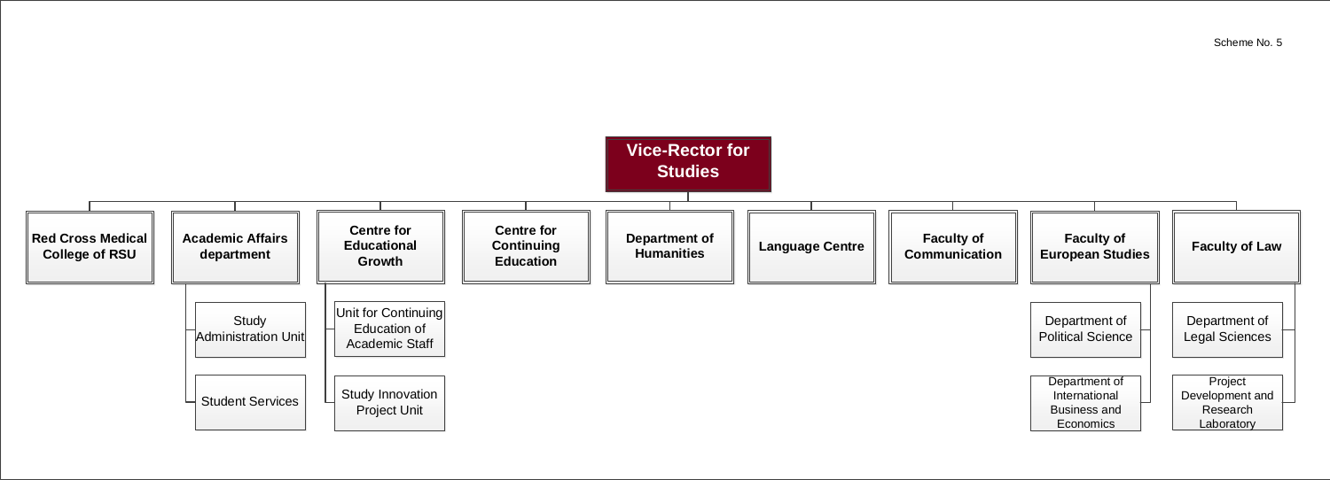Scheme No. 5

# Vice-Rector for Studies

- **Red Cross Medical College of RSU**
- **Academic Affairs department**
  - Study Administration Unit
  - Student Services
- **Centre for Educational Growth**
  - Unit for Continuing Education of Academic Staff
  - Study Innovation Project Unit
- **Centre for Continuing Education**
- **Department of Humanities**
- **Language Centre**
- **Faculty of Communication**
- **Faculty of European Studies**
  - Department of Political Science
  - Department of International Business and Economics
- **Faculty of Law**
  - Department of Legal Sciences
  - Project Development and Research Laboratory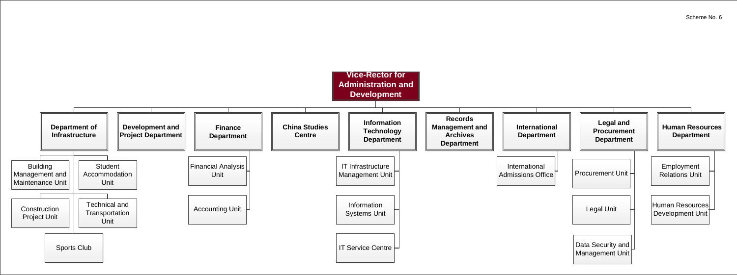Scheme No. 6

# Vice-Rector for Administration and Development

- **Department of Infrastructure**
  - Building Management and Maintenance Unit
  - Student Accommodation Unit
  - Construction Project Unit
  - Technical and Transportation Unit
  - Sports Club
- **Development and Project Department**
- **Finance Department**
  - Financial Analysis Unit
  - Accounting Unit
- **China Studies Centre**
- **Information Technology Department**
  - IT Infrastructure Management Unit
  - Information Systems Unit
  - IT Service Centre
- **Records Management and Archives Department**
- **International Department**
  - International Admissions Office
- **Legal and Procurement Department**
  - Procurement Unit
  - Legal Unit
  - Data Security and Management Unit
- **Human Resources Department**
  - Employment Relations Unit
  - Human Resources Development Unit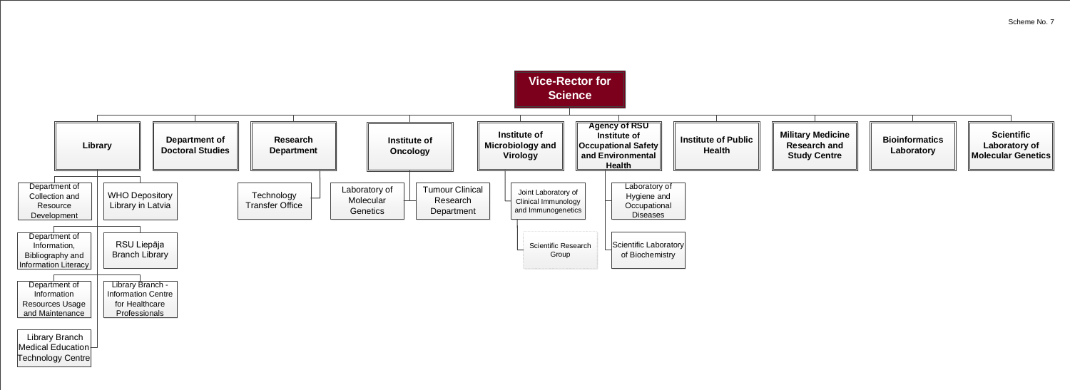Scheme No. 7

# Vice-Rector for Science

- **Library**
  - Department of Collection and Resource Development
  - WHO Depository Library in Latvia
  - Department of Information, Bibliography and Information Literacy
  - RSU Liepāja Branch Library
  - Department of Information Resources Usage and Maintenance
  - Library Branch - Information Centre for Healthcare Professionals
  - Library Branch Medical Education Technology Centre
- **Department of Doctoral Studies**
- **Research Department**
  - Technology Transfer Office
- **Institute of Oncology**
  - Laboratory of Molecular Genetics
  - Tumour Clinical Research Department
- **Institute of Microbiology and Virology**
  - Joint Laboratory of Clinical Immunology and Immunogenetics
    - Scientific Research Group
- **Agency of RSU Institute of Occupational Safety and Environmental Health**
  - Laboratory of Hygiene and Occupational Diseases
  - Scientific Laboratory of Biochemistry
- **Institute of Public Health**
- **Military Medicine Research and Study Centre**
- **Bioinformatics Laboratory**
- **Scientific Laboratory of Molecular Genetics**